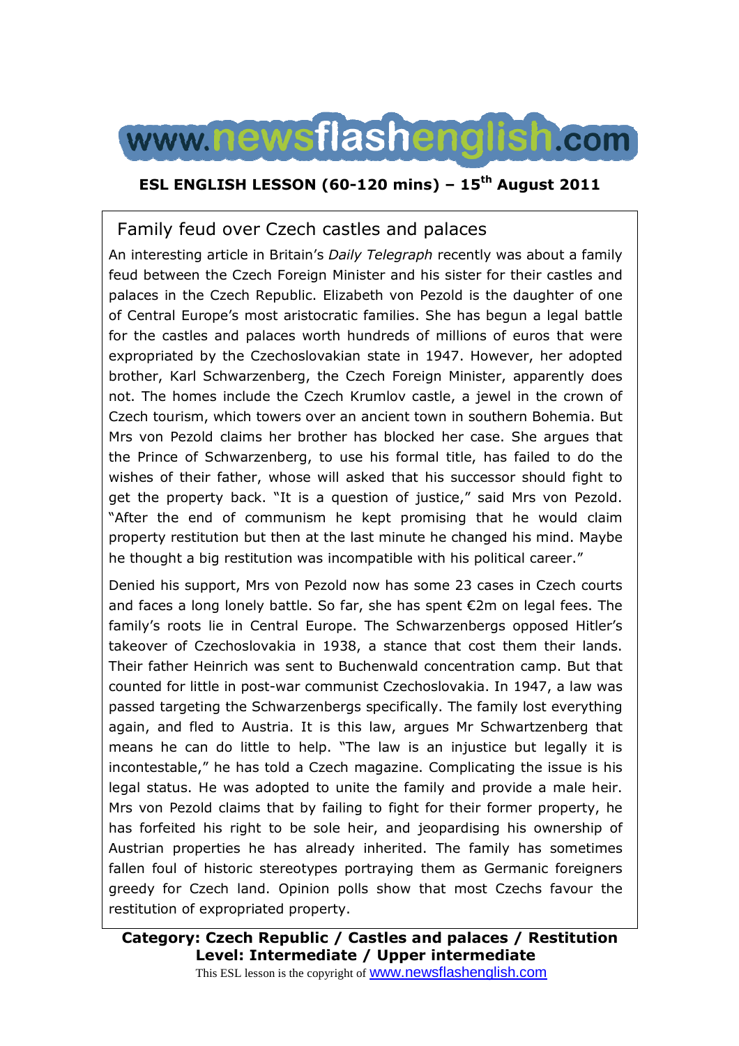# www.newsflashenglish.com

**ESL ENGLISH LESSON (60-120 mins) – 15th August 2011**

## Family feud over Czech castles and palaces

An interesting article in Britain's *Daily Telegraph* recently was about a family feud between the Czech Foreign Minister and his sister for their castles and palaces in the Czech Republic. Elizabeth von Pezold is the daughter of one of Central Europe's most aristocratic families. She has begun a legal battle for the castles and palaces worth hundreds of millions of euros that were expropriated by the Czechoslovakian state in 1947. However, her adopted brother, Karl Schwarzenberg, the Czech Foreign Minister, apparently does not. The homes include the Czech Krumlov castle, a jewel in the crown of Czech tourism, which towers over an ancient town in southern Bohemia. But Mrs von Pezold claims her brother has blocked her case. She argues that the Prince of Schwarzenberg, to use his formal title, has failed to do the wishes of their father, whose will asked that his successor should fight to get the property back. "It is a question of justice," said Mrs von Pezold. "After the end of communism he kept promising that he would claim property restitution but then at the last minute he changed his mind. Maybe he thought a big restitution was incompatible with his political career."

Denied his support, Mrs von Pezold now has some 23 cases in Czech courts and faces a long lonely battle. So far, she has spent €2m on legal fees. The family's roots lie in Central Europe. The Schwarzenbergs opposed Hitler's takeover of Czechoslovakia in 1938, a stance that cost them their lands. Their father Heinrich was sent to Buchenwald concentration camp. But that counted for little in post-war communist Czechoslovakia. In 1947, a law was passed targeting the Schwarzenbergs specifically. The family lost everything again, and fled to Austria. It is this law, argues Mr Schwartzenberg that means he can do little to help. "The law is an injustice but legally it is incontestable," he has told a Czech magazine. Complicating the issue is his legal status. He was adopted to unite the family and provide a male heir. Mrs von Pezold claims that by failing to fight for their former property, he has forfeited his right to be sole heir, and jeopardising his ownership of Austrian properties he has already inherited. The family has sometimes fallen foul of historic stereotypes portraying them as Germanic foreigners greedy for Czech land. Opinion polls show that most Czechs favour the restitution of expropriated property.

**Category: Czech Republic / Castles and palaces / Restitution**
**Level: Intermediate / Upper intermediate**

This ESL lesson is the copyright of www.newsflashenglish.com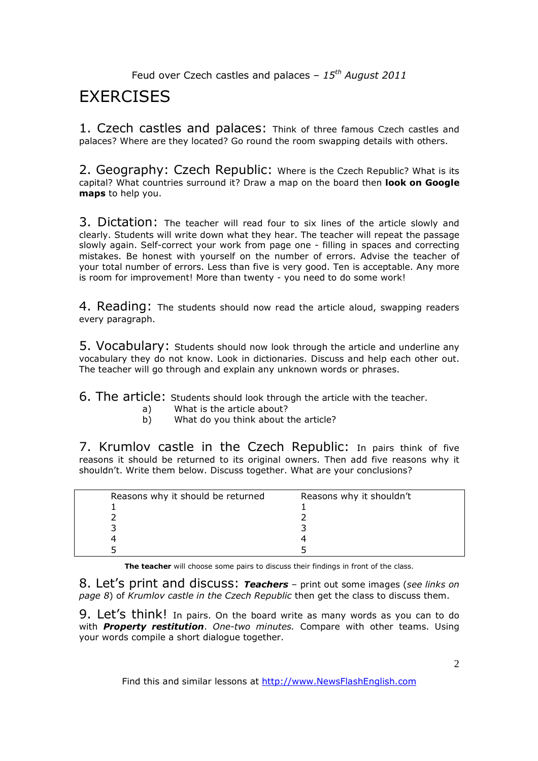# EXERCISES

**1. Czech castles and palaces:** Think of three famous Czech castles and palaces? Where are they located? Go round the room swapping details with others.

**2. Geography: Czech Republic:** Where is the Czech Republic? What is its capital? What countries surround it? Draw a map on the board then **look on Google maps** to help you.

**3. Dictation:** The teacher will read four to six lines of the article slowly and clearly. Students will write down what they hear. The teacher will repeat the passage slowly again. Self-correct your work from page one - filling in spaces and correcting mistakes. Be honest with yourself on the number of errors. Advise the teacher of your total number of errors. Less than five is very good. Ten is acceptable. Any more is room for improvement! More than twenty - you need to do some work!

**4. Reading:** The students should now read the article aloud, swapping readers every paragraph.

**5. Vocabulary:** Students should now look through the article and underline any vocabulary they do not know. Look in dictionaries. Discuss and help each other out. The teacher will go through and explain any unknown words or phrases.

**6. The article:** Students should look through the article with the teacher.

a) What is the article about?
b) What do you think about the article?

**7. Krumlov castle in the Czech Republic:** In pairs think of five reasons it should be returned to its original owners. Then add five reasons why it shouldn't. Write them below. Discuss together. What are your conclusions?

| Reasons why it should be returned | Reasons why it shouldn't |
|---|---|
| 1 | 1 |
| 2 | 2 |
| 3 | 3 |
| 4 | 4 |
| 5 | 5 |

**The teacher** will choose some pairs to discuss their findings in front of the class.

**8. Let's print and discuss:** ***Teachers*** – print out some images (*see links on page 8*) of *Krumlov castle in the Czech Republic* then get the class to discuss them.

**9. Let's think!** In pairs. On the board write as many words as you can to do with ***Property restitution***. *One-two minutes.* Compare with other teams. Using your words compile a short dialogue together.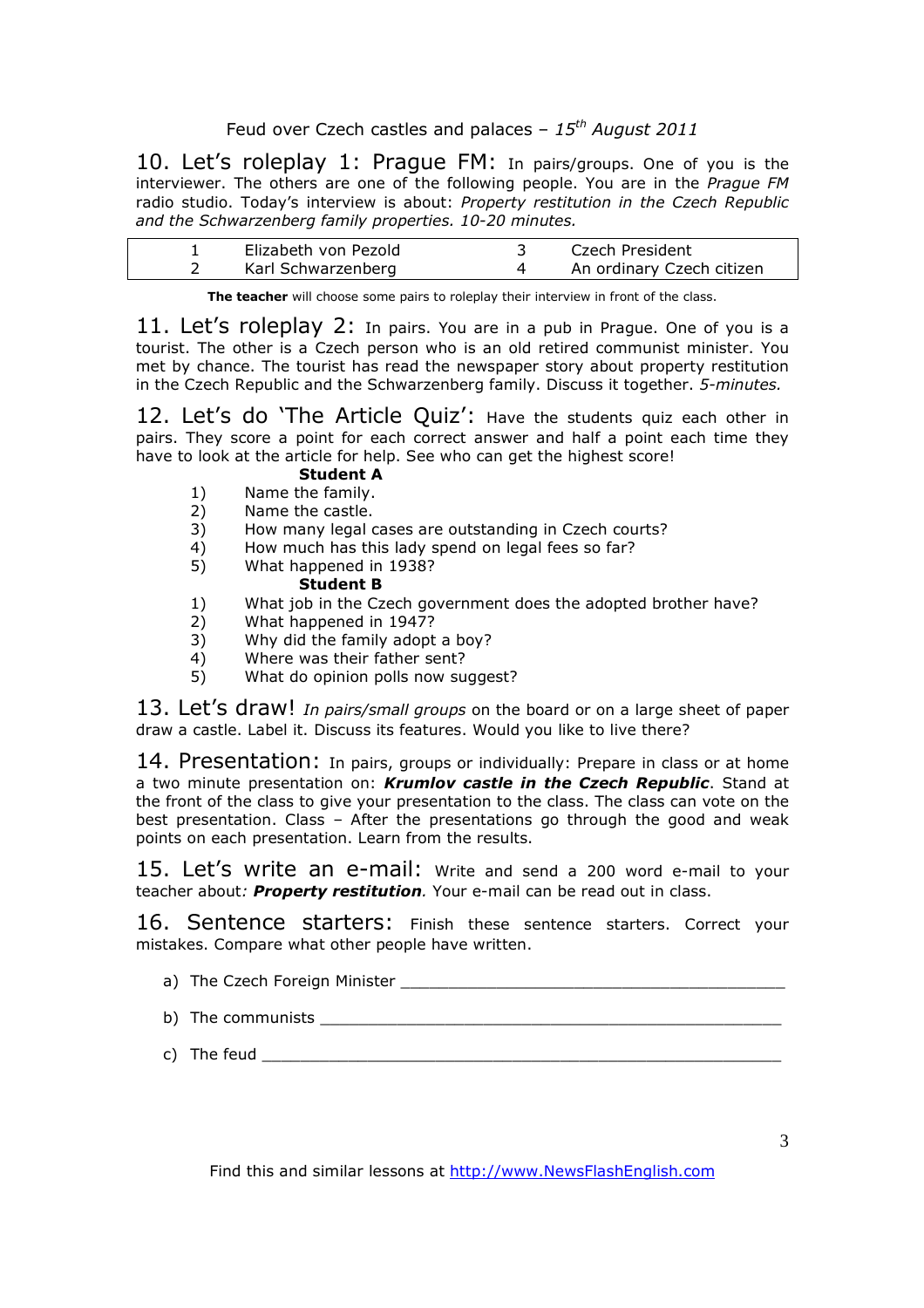10. Let's roleplay 1: Prague FM: In pairs/groups. One of you is the interviewer. The others are one of the following people. You are in the *Prague FM* radio studio. Today's interview is about: *Property restitution in the Czech Republic and the Schwarzenberg family properties. 10-20 minutes.*

| | | | |
|---|---|---|---|
| 1 | Elizabeth von Pezold | 3 | Czech President |
| 2 | Karl Schwarzenberg | 4 | An ordinary Czech citizen |

**The teacher** will choose some pairs to roleplay their interview in front of the class.

11. Let's roleplay 2: In pairs. You are in a pub in Prague. One of you is a tourist. The other is a Czech person who is an old retired communist minister. You met by chance. The tourist has read the newspaper story about property restitution in the Czech Republic and the Schwarzenberg family. Discuss it together. *5-minutes.*

12. Let's do 'The Article Quiz': Have the students quiz each other in pairs. They score a point for each correct answer and half a point each time they have to look at the article for help. See who can get the highest score!

**Student A**

1) Name the family.
2) Name the castle.
3) How many legal cases are outstanding in Czech courts?
4) How much has this lady spend on legal fees so far?
5) What happened in 1938?

**Student B**

1) What job in the Czech government does the adopted brother have?
2) What happened in 1947?
3) Why did the family adopt a boy?
4) Where was their father sent?
5) What do opinion polls now suggest?

13. Let's draw! *In pairs/small groups* on the board or on a large sheet of paper draw a castle. Label it. Discuss its features. Would you like to live there?

14. Presentation: In pairs, groups or individually: Prepare in class or at home a two minute presentation on: ***Krumlov castle in the Czech Republic***. Stand at the front of the class to give your presentation to the class. The class can vote on the best presentation. Class – After the presentations go through the good and weak points on each presentation. Learn from the results.

15. Let's write an e-mail: Write and send a 200 word e-mail to your teacher about*:* ***Property restitution****.* Your e-mail can be read out in class.

16. Sentence starters: Finish these sentence starters. Correct your mistakes. Compare what other people have written.

a) The Czech Foreign Minister ________________________________________

b) The communists ________________________________________________

c) The feud _____________________________________________________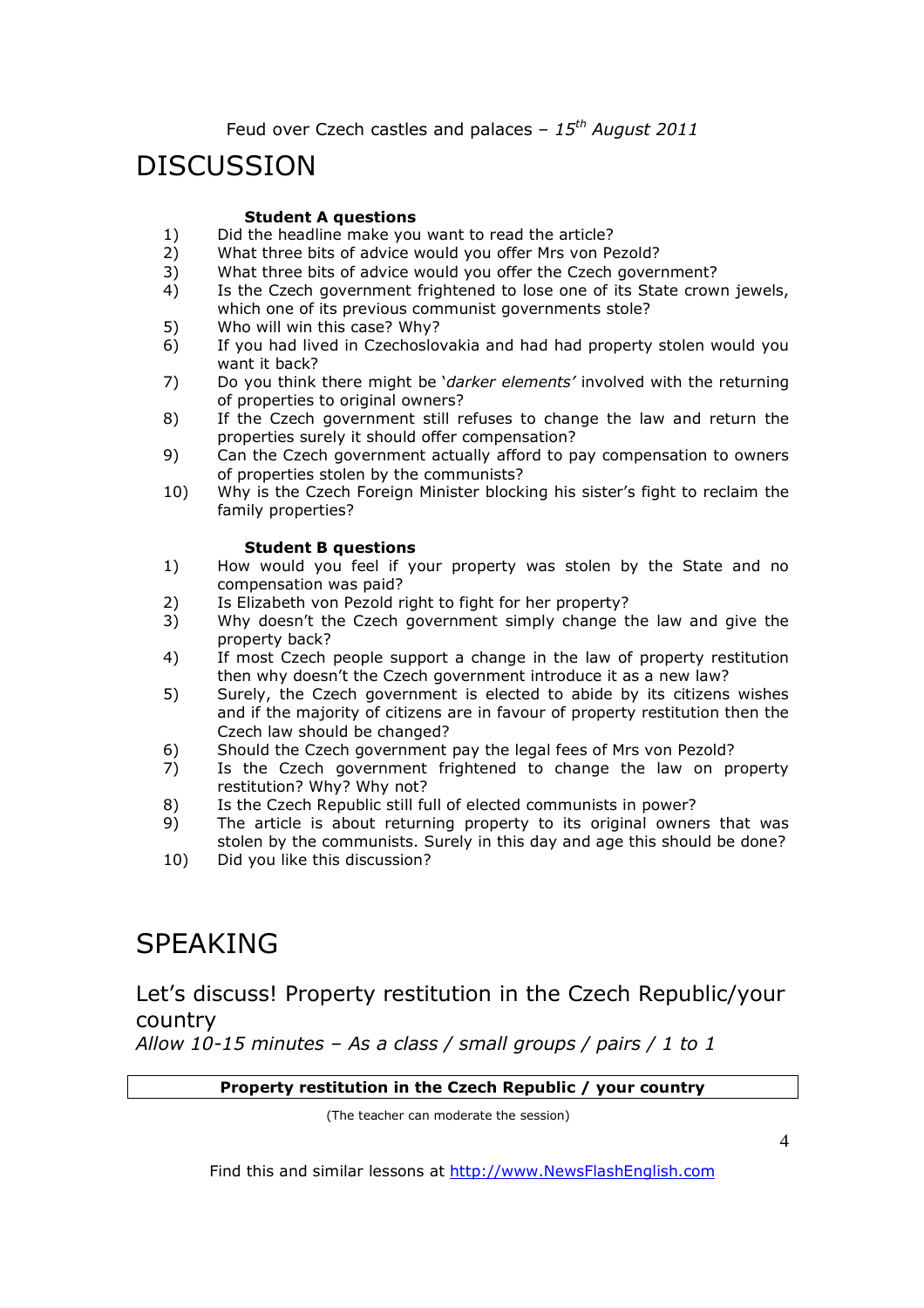# DISCUSSION

**Student A questions**

1) Did the headline make you want to read the article?
2) What three bits of advice would you offer Mrs von Pezold?
3) What three bits of advice would you offer the Czech government?
4) Is the Czech government frightened to lose one of its State crown jewels, which one of its previous communist governments stole?
5) Who will win this case? Why?
6) If you had lived in Czechoslovakia and had had property stolen would you want it back?
7) Do you think there might be '*darker elements'* involved with the returning of properties to original owners?
8) If the Czech government still refuses to change the law and return the properties surely it should offer compensation?
9) Can the Czech government actually afford to pay compensation to owners of properties stolen by the communists?
10) Why is the Czech Foreign Minister blocking his sister's fight to reclaim the family properties?

**Student B questions**

1) How would you feel if your property was stolen by the State and no compensation was paid?
2) Is Elizabeth von Pezold right to fight for her property?
3) Why doesn't the Czech government simply change the law and give the property back?
4) If most Czech people support a change in the law of property restitution then why doesn't the Czech government introduce it as a new law?
5) Surely, the Czech government is elected to abide by its citizens wishes and if the majority of citizens are in favour of property restitution then the Czech law should be changed?
6) Should the Czech government pay the legal fees of Mrs von Pezold?
7) Is the Czech government frightened to change the law on property restitution? Why? Why not?
8) Is the Czech Republic still full of elected communists in power?
9) The article is about returning property to its original owners that was stolen by the communists. Surely in this day and age this should be done?
10) Did you like this discussion?

# SPEAKING

## Let's discuss! Property restitution in the Czech Republic/your country

*Allow 10-15 minutes – As a class / small groups / pairs / 1 to 1*

| **Property restitution in the Czech Republic / your country** |
|---|

(The teacher can moderate the session)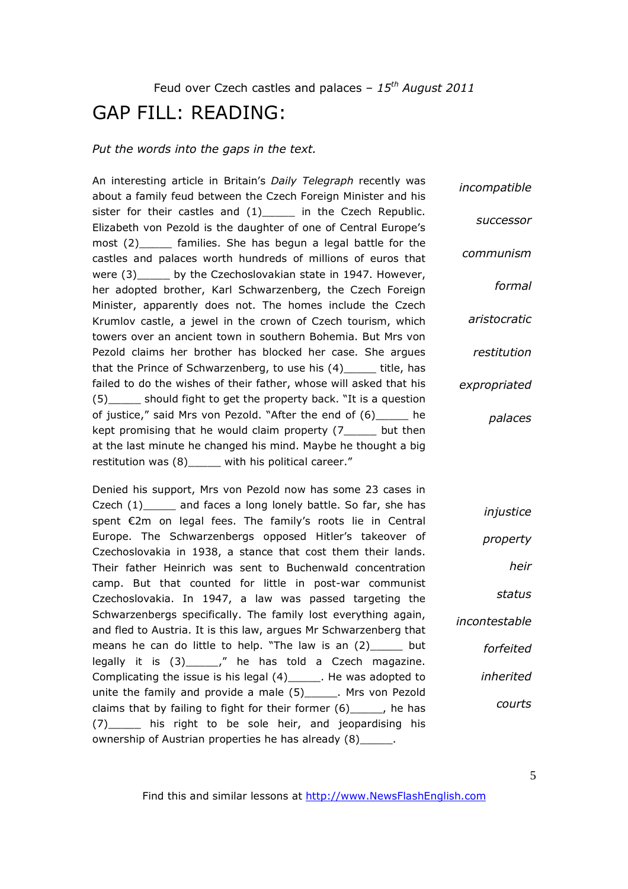Feud over Czech castles and palaces – *15th August 2011*

# GAP FILL: READING:

*Put the words into the gaps in the text.*

An interesting article in Britain's *Daily Telegraph* recently was about a family feud between the Czech Foreign Minister and his sister for their castles and (1)_____ in the Czech Republic. Elizabeth von Pezold is the daughter of one of Central Europe's most (2)_____ families. She has begun a legal battle for the castles and palaces worth hundreds of millions of euros that were (3)_____ by the Czechoslovakian state in 1947. However, her adopted brother, Karl Schwarzenberg, the Czech Foreign Minister, apparently does not. The homes include the Czech Krumlov castle, a jewel in the crown of Czech tourism, which towers over an ancient town in southern Bohemia. But Mrs von Pezold claims her brother has blocked her case. She argues that the Prince of Schwarzenberg, to use his (4)_____ title, has failed to do the wishes of their father, whose will asked that his (5)_____ should fight to get the property back. "It is a question of justice," said Mrs von Pezold. "After the end of (6)_____ he kept promising that he would claim property (7_____ but then at the last minute he changed his mind. Maybe he thought a big restitution was (8)_____ with his political career."

*incompatible*

*successor*

*communism*

*formal*

*aristocratic*

*restitution*

*expropriated*

*palaces*

Denied his support, Mrs von Pezold now has some 23 cases in Czech (1)_____ and faces a long lonely battle. So far, she has spent €2m on legal fees. The family's roots lie in Central Europe. The Schwarzenbergs opposed Hitler's takeover of Czechoslovakia in 1938, a stance that cost them their lands. Their father Heinrich was sent to Buchenwald concentration camp. But that counted for little in post-war communist Czechoslovakia. In 1947, a law was passed targeting the Schwarzenbergs specifically. The family lost everything again, and fled to Austria. It is this law, argues Mr Schwarzenberg that means he can do little to help. "The law is an (2)_____ but legally it is (3)_____," he has told a Czech magazine. Complicating the issue is his legal (4)_____. He was adopted to unite the family and provide a male (5)_____. Mrs von Pezold claims that by failing to fight for their former (6)_____, he has (7)_____ his right to be sole heir, and jeopardising his ownership of Austrian properties he has already (8)_____.

*injustice*

*property*

*heir*

*status*

*incontestable*

*forfeited*

*inherited*

*courts*

Find this and similar lessons at http://www.NewsFlashEnglish.com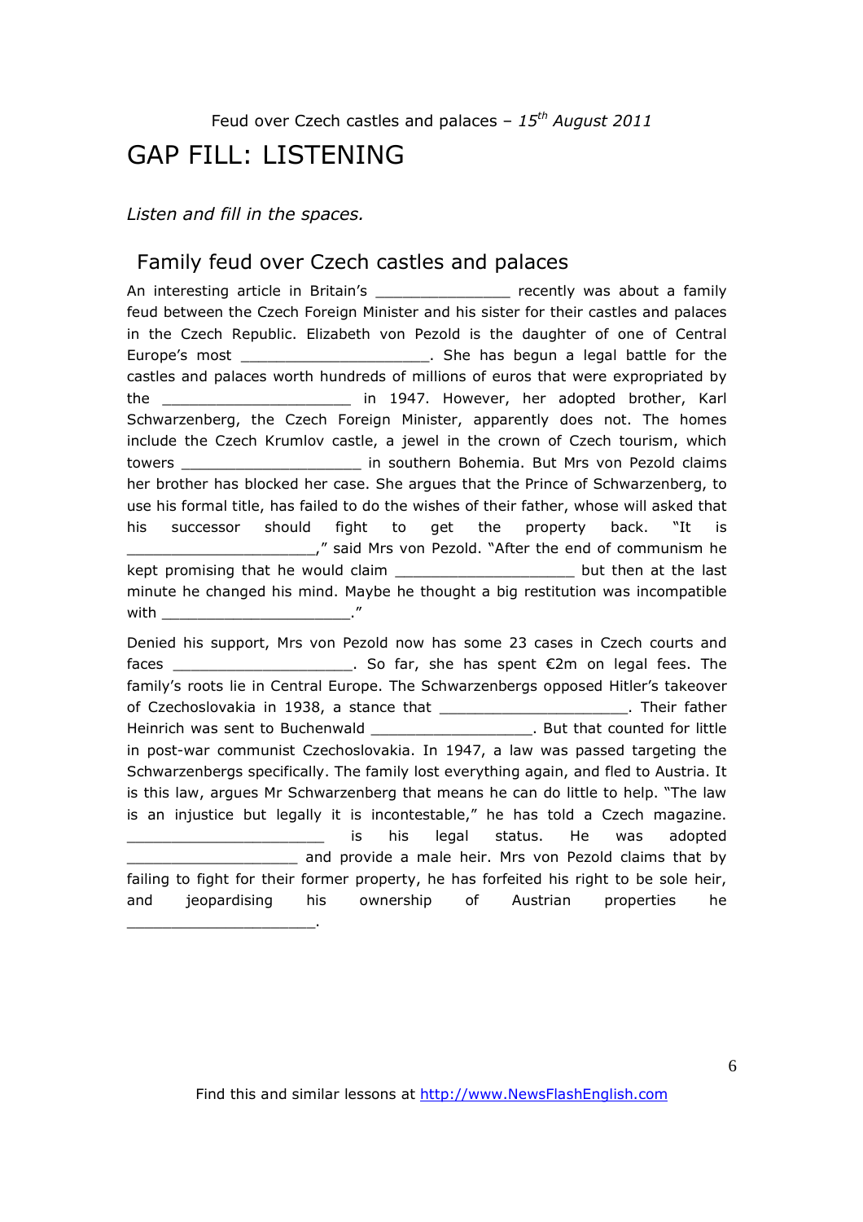Feud over Czech castles and palaces – *15th August 2011*

# GAP FILL: LISTENING

*Listen and fill in the spaces.*

## Family feud over Czech castles and palaces

An interesting article in Britain's _______________ recently was about a family feud between the Czech Foreign Minister and his sister for their castles and palaces in the Czech Republic. Elizabeth von Pezold is the daughter of one of Central Europe's most ____________________. She has begun a legal battle for the castles and palaces worth hundreds of millions of euros that were expropriated by the ____________________ in 1947. However, her adopted brother, Karl Schwarzenberg, the Czech Foreign Minister, apparently does not. The homes include the Czech Krumlov castle, a jewel in the crown of Czech tourism, which towers ____________________ in southern Bohemia. But Mrs von Pezold claims her brother has blocked her case. She argues that the Prince of Schwarzenberg, to use his formal title, has failed to do the wishes of their father, whose will asked that his successor should fight to get the property back. "It is ____________________," said Mrs von Pezold. "After the end of communism he kept promising that he would claim ____________________ but then at the last minute he changed his mind. Maybe he thought a big restitution was incompatible with ____________________."

Denied his support, Mrs von Pezold now has some 23 cases in Czech courts and faces ____________________. So far, she has spent €2m on legal fees. The family's roots lie in Central Europe. The Schwarzenbergs opposed Hitler's takeover of Czechoslovakia in 1938, a stance that ____________________. Their father Heinrich was sent to Buchenwald __________________. But that counted for little in post-war communist Czechoslovakia. In 1947, a law was passed targeting the Schwarzenbergs specifically. The family lost everything again, and fled to Austria. It is this law, argues Mr Schwarzenberg that means he can do little to help. "The law is an injustice but legally it is incontestable," he has told a Czech magazine. ______________________ is his legal status. He was adopted ___________________ and provide a male heir. Mrs von Pezold claims that by failing to fight for their former property, he has forfeited his right to be sole heir, and jeopardising his ownership of Austrian properties he ____________________.

Find this and similar lessons at http://www.NewsFlashEnglish.com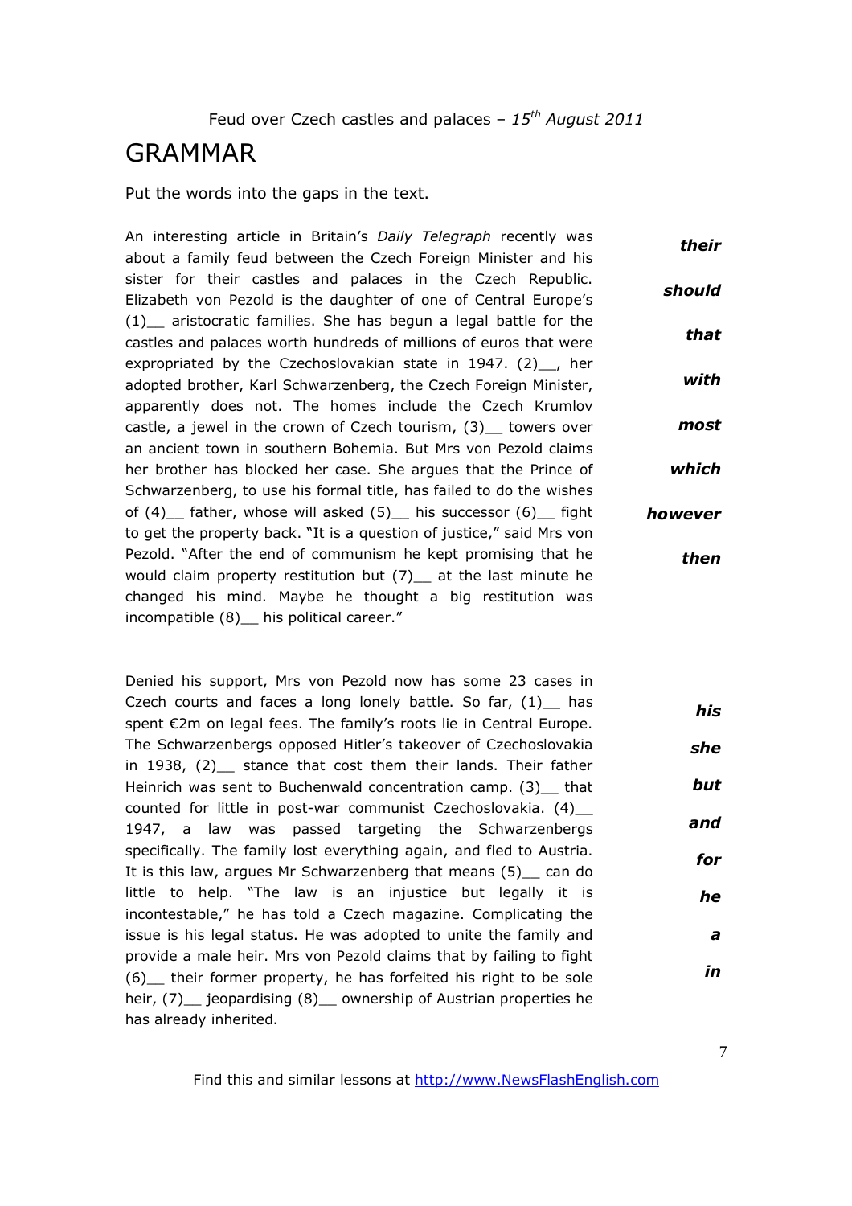Feud over Czech castles and palaces – *15th August 2011*

# GRAMMAR

Put the words into the gaps in the text.

An interesting article in Britain's *Daily Telegraph* recently was about a family feud between the Czech Foreign Minister and his sister for their castles and palaces in the Czech Republic. Elizabeth von Pezold is the daughter of one of Central Europe's (1)__ aristocratic families. She has begun a legal battle for the castles and palaces worth hundreds of millions of euros that were expropriated by the Czechoslovakian state in 1947. (2)__, her adopted brother, Karl Schwarzenberg, the Czech Foreign Minister, apparently does not. The homes include the Czech Krumlov castle, a jewel in the crown of Czech tourism, (3)__ towers over an ancient town in southern Bohemia. But Mrs von Pezold claims her brother has blocked her case. She argues that the Prince of Schwarzenberg, to use his formal title, has failed to do the wishes of (4)__ father, whose will asked (5)__ his successor (6)__ fight to get the property back. "It is a question of justice," said Mrs von Pezold. "After the end of communism he kept promising that he would claim property restitution but (7)__ at the last minute he changed his mind. Maybe he thought a big restitution was incompatible (8)__ his political career."

***their***

***should***

***that***

***with***

***most***

***which***

***however***

***then***

Denied his support, Mrs von Pezold now has some 23 cases in Czech courts and faces a long lonely battle. So far, (1)__ has spent €2m on legal fees. The family's roots lie in Central Europe. The Schwarzenbergs opposed Hitler's takeover of Czechoslovakia in 1938, (2)__ stance that cost them their lands. Their father Heinrich was sent to Buchenwald concentration camp. (3)__ that counted for little in post-war communist Czechoslovakia. (4)__ 1947, a law was passed targeting the Schwarzenbergs specifically. The family lost everything again, and fled to Austria. It is this law, argues Mr Schwarzenberg that means (5)__ can do little to help. "The law is an injustice but legally it is incontestable," he has told a Czech magazine. Complicating the issue is his legal status. He was adopted to unite the family and provide a male heir. Mrs von Pezold claims that by failing to fight (6)__ their former property, he has forfeited his right to be sole heir, (7)__ jeopardising (8)__ ownership of Austrian properties he has already inherited.

***his***

***she***

***but***

***and***

***for***

***he***

***a***

***in***

Find this and similar lessons at http://www.NewsFlashEnglish.com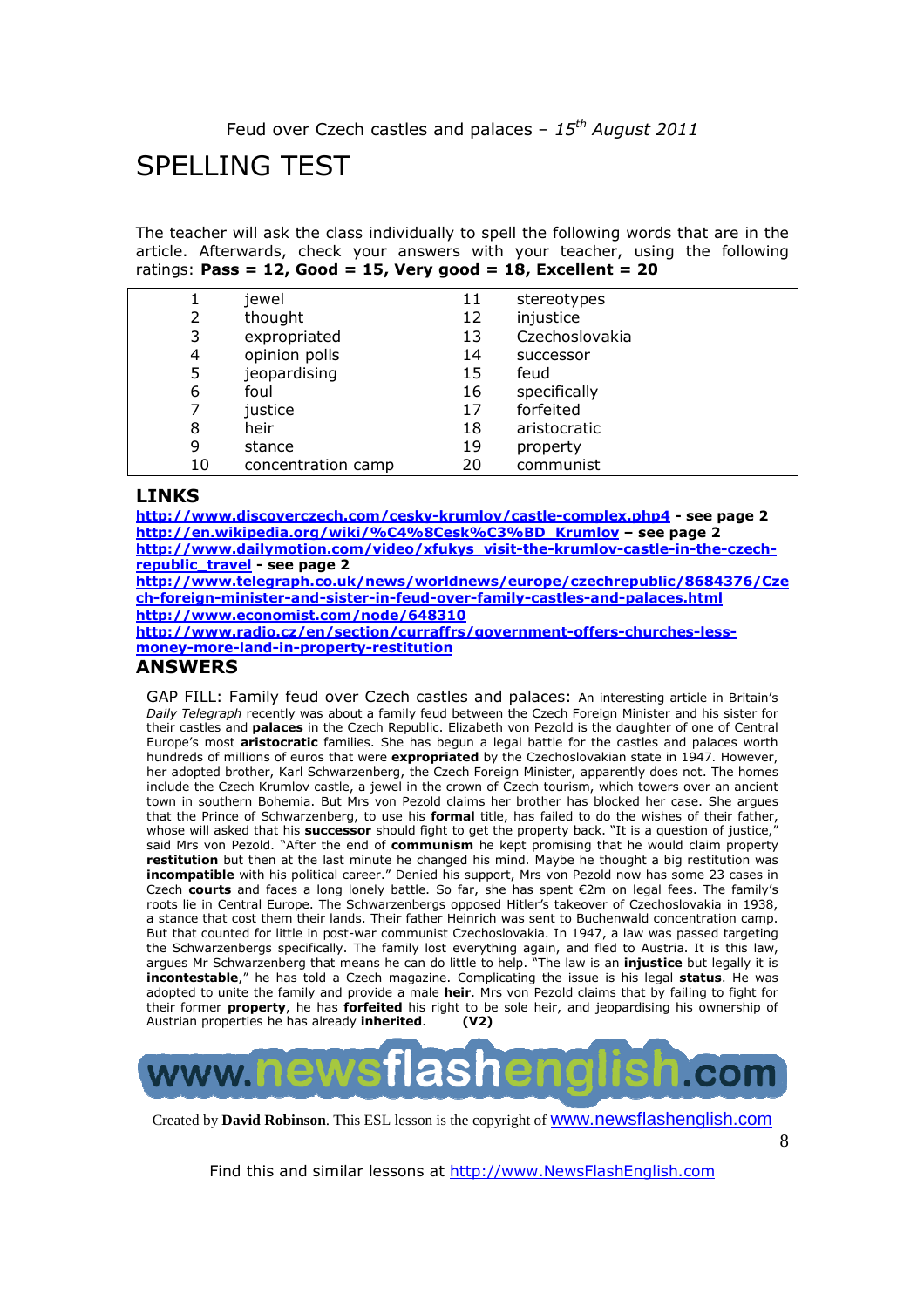Feud over Czech castles and palaces – *15th August 2011*

# SPELLING TEST

The teacher will ask the class individually to spell the following words that are in the article. Afterwards, check your answers with your teacher, using the following ratings: **Pass = 12, Good = 15, Very good = 18, Excellent = 20**

| | | | |
|---|---|---|---|
| 1 | jewel | 11 | stereotypes |
| 2 | thought | 12 | injustice |
| 3 | expropriated | 13 | Czechoslovakia |
| 4 | opinion polls | 14 | successor |
| 5 | jeopardising | 15 | feud |
| 6 | foul | 16 | specifically |
| 7 | justice | 17 | forfeited |
| 8 | heir | 18 | aristocratic |
| 9 | stance | 19 | property |
| 10 | concentration camp | 20 | communist |

## LINKS

**http://www.discoverczech.com/cesky-krumlov/castle-complex.php4 - see page 2**
**http://en.wikipedia.org/wiki/%C4%8Cesk%C3%BD_Krumlov – see page 2**
**http://www.dailymotion.com/video/xfukys_visit-the-krumlov-castle-in-the-czech-republic_travel - see page 2**
**http://www.telegraph.co.uk/news/worldnews/europe/czechrepublic/8684376/Czech-foreign-minister-and-sister-in-feud-over-family-castles-and-palaces.html**
**http://www.economist.com/node/648310**
**http://www.radio.cz/en/section/curraffrs/government-offers-churches-less-money-more-land-in-property-restitution**

## ANSWERS

GAP FILL: Family feud over Czech castles and palaces: An interesting article in Britain's *Daily Telegraph* recently was about a family feud between the Czech Foreign Minister and his sister for their castles and **palaces** in the Czech Republic. Elizabeth von Pezold is the daughter of one of Central Europe's most **aristocratic** families. She has begun a legal battle for the castles and palaces worth hundreds of millions of euros that were **expropriated** by the Czechoslovakian state in 1947. However, her adopted brother, Karl Schwarzenberg, the Czech Foreign Minister, apparently does not. The homes include the Czech Krumlov castle, a jewel in the crown of Czech tourism, which towers over an ancient town in southern Bohemia. But Mrs von Pezold claims her brother has blocked her case. She argues that the Prince of Schwarzenberg, to use his **formal** title, has failed to do the wishes of their father, whose will asked that his **successor** should fight to get the property back. "It is a question of justice," said Mrs von Pezold. "After the end of **communism** he kept promising that he would claim property **restitution** but then at the last minute he changed his mind. Maybe he thought a big restitution was **incompatible** with his political career." Denied his support, Mrs von Pezold now has some 23 cases in Czech **courts** and faces a long lonely battle. So far, she has spent €2m on legal fees. The family's roots lie in Central Europe. The Schwarzenbergs opposed Hitler's takeover of Czechoslovakia in 1938, a stance that cost them their lands. Their father Heinrich was sent to Buchenwald concentration camp. But that counted for little in post-war communist Czechoslovakia. In 1947, a law was passed targeting the Schwarzenbergs specifically. The family lost everything again, and fled to Austria. It is this law, argues Mr Schwarzenberg that means he can do little to help. "The law is an **injustice** but legally it is **incontestable**," he has told a Czech magazine. Complicating the issue is his legal **status**. He was adopted to unite the family and provide a male **heir**. Mrs von Pezold claims that by failing to fight for their former **property**, he has **forfeited** his right to be sole heir, and jeopardising his ownership of Austrian properties he has already **inherited**. **(V2)**

www.newsflashenglish.com

Created by **David Robinson**. This ESL lesson is the copyright of www.newsflashenglish.com

Find this and similar lessons at http://www.NewsFlashEnglish.com